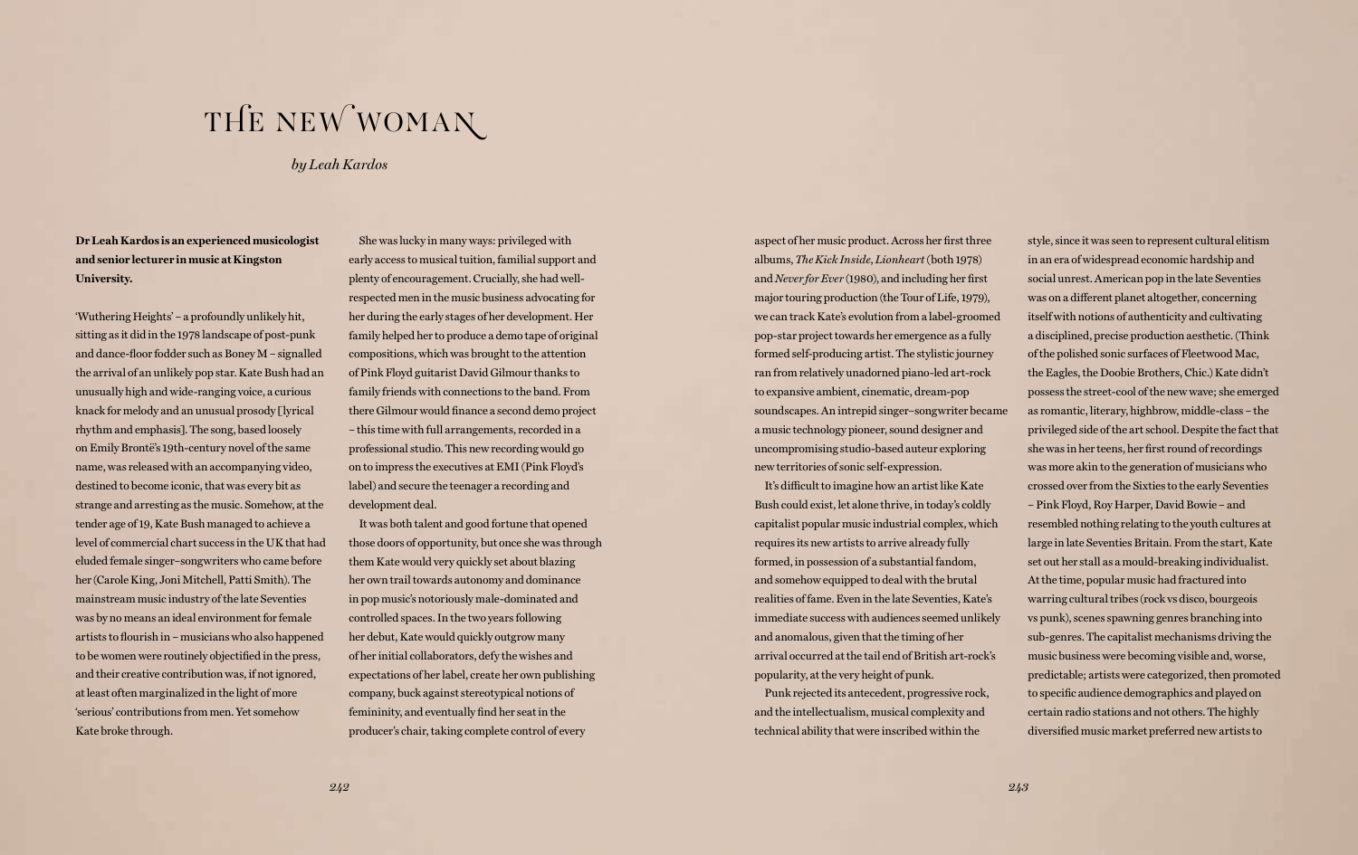# THE NEW WOMAN

*by Leah Kardos*

**Dr Leah Kardos is an experienced musicologist and senior lecturer in music at Kingston University.**

'Wuthering Heights' – a profoundly unlikely hit, sitting as it did in the 1978 landscape of post-punk and dance-floor fodder such as Boney M – signalled the arrival of an unlikely pop star. Kate Bush had an unusually high and wide-ranging voice, a curious knack for melody and an unusual prosody [lyrical rhythm and emphasis]. The song, based loosely on Emily Brontë's 19th-century novel of the same name, was released with an accompanying video, destined to become iconic, that was every bit as strange and arresting as the music. Somehow, at the tender age of 19, Kate Bush managed to achieve a level of commercial chart success in the UK that had eluded female singer–songwriters who came before her (Carole King, Joni Mitchell, Patti Smith). The mainstream music industry of the late Seventies was by no means an ideal environment for female artists to flourish in – musicians who also happened to be women were routinely objectified in the press, and their creative contribution was, if not ignored, at least often marginalized in the light of more 'serious' contributions from men. Yet somehow Kate broke through.

She was lucky in many ways: privileged with early access to musical tuition, familial support and plenty of encouragement. Crucially, she had well-respected men in the music business advocating for her during the early stages of her development. Her family helped her to produce a demo tape of original compositions, which was brought to the attention of Pink Floyd guitarist David Gilmour thanks to family friends with connections to the band. From there Gilmour would finance a second demo project – this time with full arrangements, recorded in a professional studio. This new recording would go on to impress the executives at EMI (Pink Floyd's label) and secure the teenager a recording and development deal.

It was both talent and good fortune that opened those doors of opportunity, but once she was through them Kate would very quickly set about blazing her own trail towards autonomy and dominance in pop music's notoriously male-dominated and controlled spaces. In the two years following her debut, Kate would quickly outgrow many of her initial collaborators, defy the wishes and expectations of her label, create her own publishing company, buck against stereotypical notions of femininity, and eventually find her seat in the producer's chair, taking complete control of every aspect of her music product. Across her first three albums, *The Kick Inside*, *Lionheart* (both 1978) and *Never for Ever* (1980), and including her first major touring production (the Tour of Life, 1979), we can track Kate's evolution from a label-groomed pop-star project towards her emergence as a fully formed self-producing artist. The stylistic journey ran from relatively unadorned piano-led art-rock to expansive ambient, cinematic, dream-pop soundscapes. An intrepid singer–songwriter became a music technology pioneer, sound designer and uncompromising studio-based auteur exploring new territories of sonic self-expression.

It's difficult to imagine how an artist like Kate Bush could exist, let alone thrive, in today's coldly capitalist popular music industrial complex, which requires its new artists to arrive already fully formed, in possession of a substantial fandom, and somehow equipped to deal with the brutal realities of fame. Even in the late Seventies, Kate's immediate success with audiences seemed unlikely and anomalous, given that the timing of her arrival occurred at the tail end of British art-rock's popularity, at the very height of punk.

Punk rejected its antecedent, progressive rock, and the intellectualism, musical complexity and technical ability that were inscribed within the style, since it was seen to represent cultural elitism in an era of widespread economic hardship and social unrest. American pop in the late Seventies was on a different planet altogether, concerning itself with notions of authenticity and cultivating a disciplined, precise production aesthetic. (Think of the polished sonic surfaces of Fleetwood Mac, the Eagles, the Doobie Brothers, Chic.) Kate didn't possess the street-cool of the new wave; she emerged as romantic, literary, highbrow, middle-class – the privileged side of the art school. Despite the fact that she was in her teens, her first round of recordings was more akin to the generation of musicians who crossed over from the Sixties to the early Seventies – Pink Floyd, Roy Harper, David Bowie – and resembled nothing relating to the youth cultures at large in late Seventies Britain. From the start, Kate set out her stall as a mould-breaking individualist. At the time, popular music had fractured into warring cultural tribes (rock vs disco, bourgeois vs punk), scenes spawning genres branching into sub-genres. The capitalist mechanisms driving the music business were becoming visible and, worse, predictable; artists were categorized, then promoted to specific audience demographics and played on certain radio stations and not others. The highly diversified music market preferred new artists to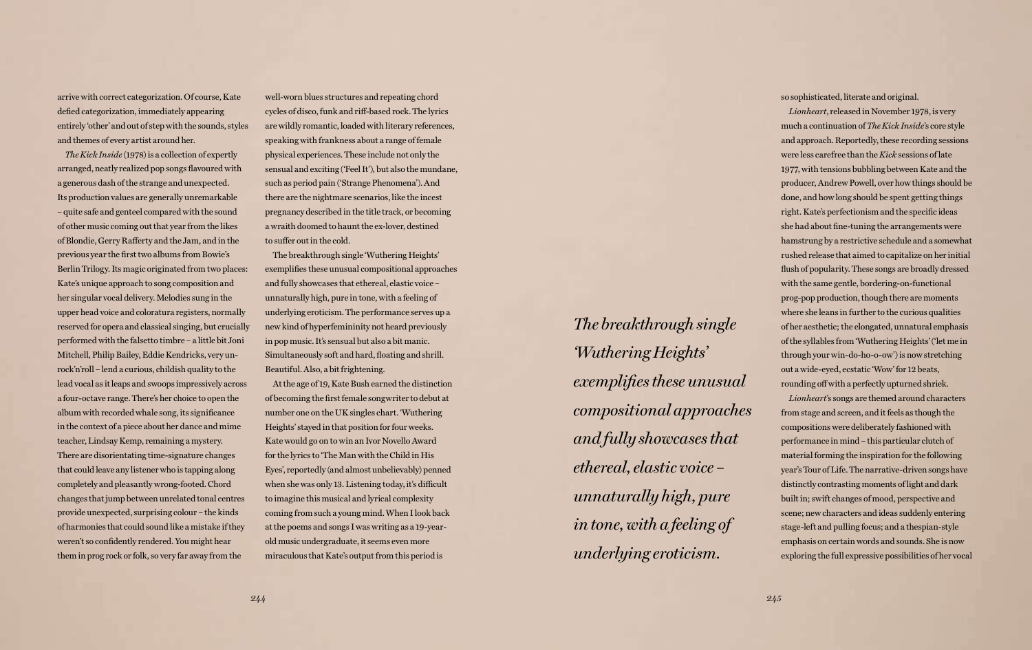arrive with correct categorization. Of course, Kate defied categorization, immediately appearing entirely 'other' and out of step with the sounds, styles and themes of every artist around her.

*The Kick Inside* (1978) is a collection of expertly arranged, neatly realized pop songs flavoured with a generous dash of the strange and unexpected. Its production values are generally unremarkable – quite safe and genteel compared with the sound of other music coming out that year from the likes of Blondie, Gerry Rafferty and the Jam, and in the previous year the first two albums from Bowie's Berlin Trilogy. Its magic originated from two places: Kate's unique approach to song composition and her singular vocal delivery. Melodies sung in the upper head voice and coloratura registers, normally reserved for opera and classical singing, but crucially performed with the falsetto timbre – a little bit Joni Mitchell, Philip Bailey, Eddie Kendricks, very un-rock'n'roll – lend a curious, childish quality to the lead vocal as it leaps and swoops impressively across a four-octave range. There's her choice to open the album with recorded whale song, its significance in the context of a piece about her dance and mime teacher, Lindsay Kemp, remaining a mystery. There are disorientating time-signature changes that could leave any listener who is tapping along completely and pleasantly wrong-footed. Chord changes that jump between unrelated tonal centres provide unexpected, surprising colour – the kinds of harmonies that could sound like a mistake if they weren't so confidently rendered. You might hear them in prog rock or folk, so very far away from the well-worn blues structures and repeating chord cycles of disco, funk and riff-based rock. The lyrics are wildly romantic, loaded with literary references, speaking with frankness about a range of female physical experiences. These include not only the sensual and exciting ('Feel It'), but also the mundane, such as period pain ('Strange Phenomena'). And there are the nightmare scenarios, like the incest pregnancy described in the title track, or becoming a wraith doomed to haunt the ex-lover, destined to suffer out in the cold.

The breakthrough single 'Wuthering Heights' exemplifies these unusual compositional approaches and fully showcases that ethereal, elastic voice – unnaturally high, pure in tone, with a feeling of underlying eroticism. The performance serves up a new kind of hyperfemininity not heard previously in pop music. It's sensual but also a bit manic. Simultaneously soft and hard, floating and shrill. Beautiful. Also, a bit frightening.

At the age of 19, Kate Bush earned the distinction of becoming the first female songwriter to debut at number one on the UK singles chart. 'Wuthering Heights' stayed in that position for four weeks. Kate would go on to win an Ivor Novello Award for the lyrics to 'The Man with the Child in His Eyes', reportedly (and almost unbelievably) penned when she was only 13. Listening today, it's difficult to imagine this musical and lyrical complexity coming from such a young mind. When I look back at the poems and songs I was writing as a 19-year-old music undergraduate, it seems even more miraculous that Kate's output from this period is so sophisticated, literate and original.

> *The breakthrough single 'Wuthering Heights' exemplifies these unusual compositional approaches and fully showcases that ethereal, elastic voice – unnaturally high, pure in tone, with a feeling of underlying eroticism.*

*Lionheart*, released in November 1978, is very much a continuation of *The Kick Inside*'s core style and approach. Reportedly, these recording sessions were less carefree than the *Kick* sessions of late 1977, with tensions bubbling between Kate and the producer, Andrew Powell, over how things should be done, and how long should be spent getting things right. Kate's perfectionism and the specific ideas she had about fine-tuning the arrangements were hamstrung by a restrictive schedule and a somewhat rushed release that aimed to capitalize on her initial flush of popularity. These songs are broadly dressed with the same gentle, bordering-on-functional prog-pop production, though there are moments where she leans in further to the curious qualities of her aesthetic; the elongated, unnatural emphasis of the syllables from 'Wuthering Heights' ('let me in through your win-do-ho-o-ow') is now stretching out a wide-eyed, ecstatic 'Wow' for 12 beats, rounding off with a perfectly upturned shriek.

*Lionheart*'s songs are themed around characters from stage and screen, and it feels as though the compositions were deliberately fashioned with performance in mind – this particular clutch of material forming the inspiration for the following year's Tour of Life. The narrative-driven songs have distinctly contrasting moments of light and dark built in; swift changes of mood, perspective and scene; new characters and ideas suddenly entering stage-left and pulling focus; and a thespian-style emphasis on certain words and sounds. She is now exploring the full expressive possibilities of her vocal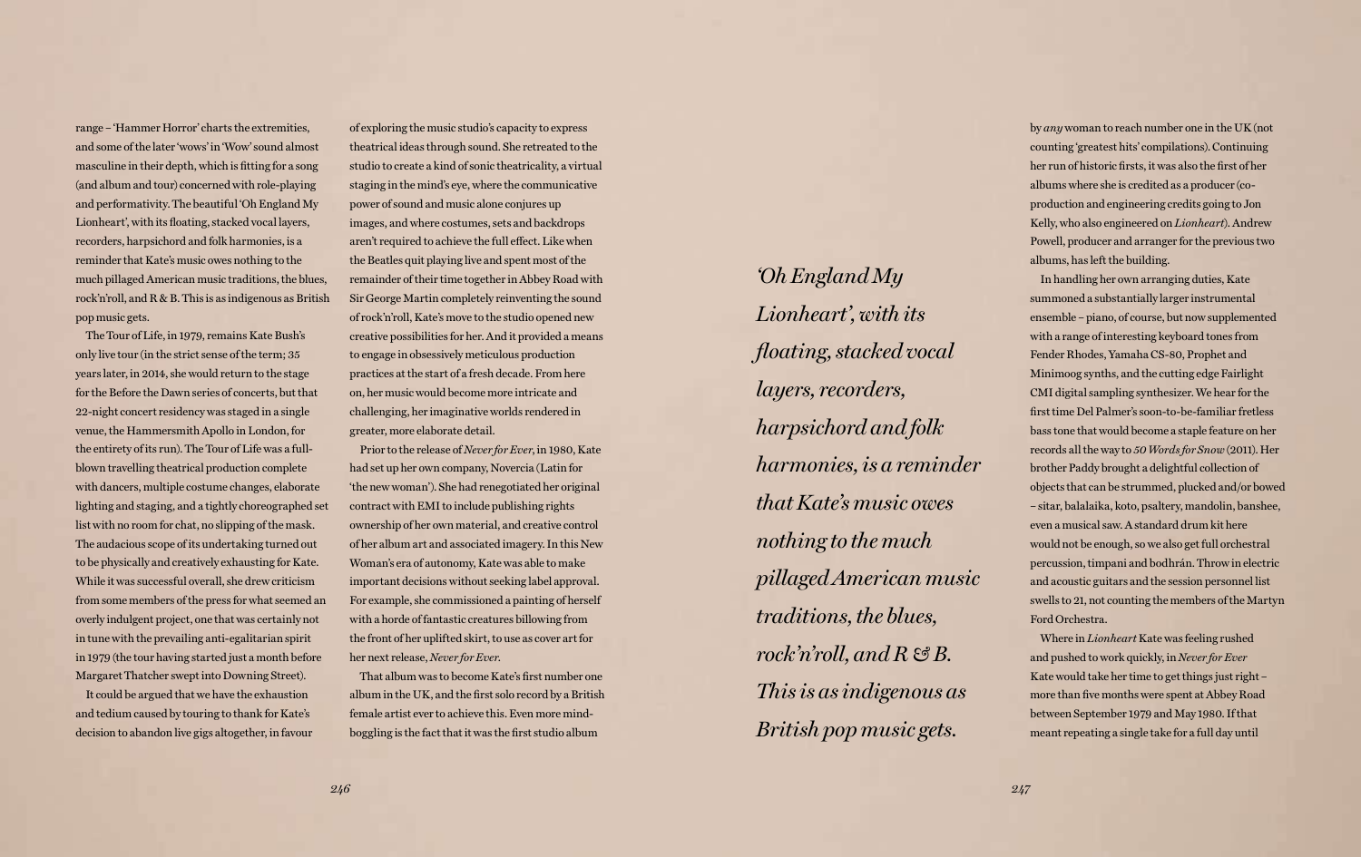range – 'Hammer Horror' charts the extremities, and some of the later 'wows' in 'Wow' sound almost masculine in their depth, which is fitting for a song (and album and tour) concerned with role-playing and performativity. The beautiful 'Oh England My Lionheart', with its floating, stacked vocal layers, recorders, harpsichord and folk harmonies, is a reminder that Kate's music owes nothing to the much pillaged American music traditions, the blues, rock'n'roll, and R & B. This is as indigenous as British pop music gets.

The Tour of Life, in 1979, remains Kate Bush's only live tour (in the strict sense of the term; 35 years later, in 2014, she would return to the stage for the Before the Dawn series of concerts, but that 22-night concert residency was staged in a single venue, the Hammersmith Apollo in London, for the entirety of its run). The Tour of Life was a full-blown travelling theatrical production complete with dancers, multiple costume changes, elaborate lighting and staging, and a tightly choreographed set list with no room for chat, no slipping of the mask. The audacious scope of its undertaking turned out to be physically and creatively exhausting for Kate. While it was successful overall, she drew criticism from some members of the press for what seemed an overly indulgent project, one that was certainly not in tune with the prevailing anti-egalitarian spirit in 1979 (the tour having started just a month before Margaret Thatcher swept into Downing Street).

It could be argued that we have the exhaustion and tedium caused by touring to thank for Kate's decision to abandon live gigs altogether, in favour of exploring the music studio's capacity to express theatrical ideas through sound. She retreated to the studio to create a kind of sonic theatricality, a virtual staging in the mind's eye, where the communicative power of sound and music alone conjures up images, and where costumes, sets and backdrops aren't required to achieve the full effect. Like when the Beatles quit playing live and spent most of the remainder of their time together in Abbey Road with Sir George Martin completely reinventing the sound of rock'n'roll, Kate's move to the studio opened new creative possibilities for her. And it provided a means to engage in obsessively meticulous production practices at the start of a fresh decade. From here on, her music would become more intricate and challenging, her imaginative worlds rendered in greater, more elaborate detail.

Prior to the release of *Never for Ever*, in 1980, Kate had set up her own company, Novercia (Latin for 'the new woman'). She had renegotiated her original contract with EMI to include publishing rights ownership of her own material, and creative control of her album art and associated imagery. In this New Woman's era of autonomy, Kate was able to make important decisions without seeking label approval. For example, she commissioned a painting of herself with a horde of fantastic creatures billowing from the front of her uplifted skirt, to use as cover art for her next release, *Never for Ever*.

That album was to become Kate's first number one album in the UK, and the first solo record by a British female artist ever to achieve this. Even more mind-boggling is the fact that it was the first studio album by *any* woman to reach number one in the UK (not counting 'greatest hits' compilations). Continuing her run of historic firsts, it was also the first of her albums where she is credited as a producer (co-production and engineering credits going to Jon Kelly, who also engineered on *Lionheart*). Andrew Powell, producer and arranger for the previous two albums, has left the building.

*'Oh England My Lionheart', with its floating, stacked vocal layers, recorders, harpsichord and folk harmonies, is a reminder that Kate's music owes nothing to the much pillaged American music traditions, the blues, rock'n'roll, and R & B. This is as indigenous as British pop music gets.*

In handling her own arranging duties, Kate summoned a substantially larger instrumental ensemble – piano, of course, but now supplemented with a range of interesting keyboard tones from Fender Rhodes, Yamaha CS-80, Prophet and Minimoog synths, and the cutting edge Fairlight CMI digital sampling synthesizer. We hear for the first time Del Palmer's soon-to-be-familiar fretless bass tone that would become a staple feature on her records all the way to *50 Words for Snow* (2011). Her brother Paddy brought a delightful collection of objects that can be strummed, plucked and/or bowed – sitar, balalaika, koto, psaltery, mandolin, banshee, even a musical saw. A standard drum kit here would not be enough, so we also get full orchestral percussion, timpani and bodhrán. Throw in electric and acoustic guitars and the session personnel list swells to 21, not counting the members of the Martyn Ford Orchestra.

Where in *Lionheart* Kate was feeling rushed and pushed to work quickly, in *Never for Ever* Kate would take her time to get things just right – more than five months were spent at Abbey Road between September 1979 and May 1980. If that meant repeating a single take for a full day until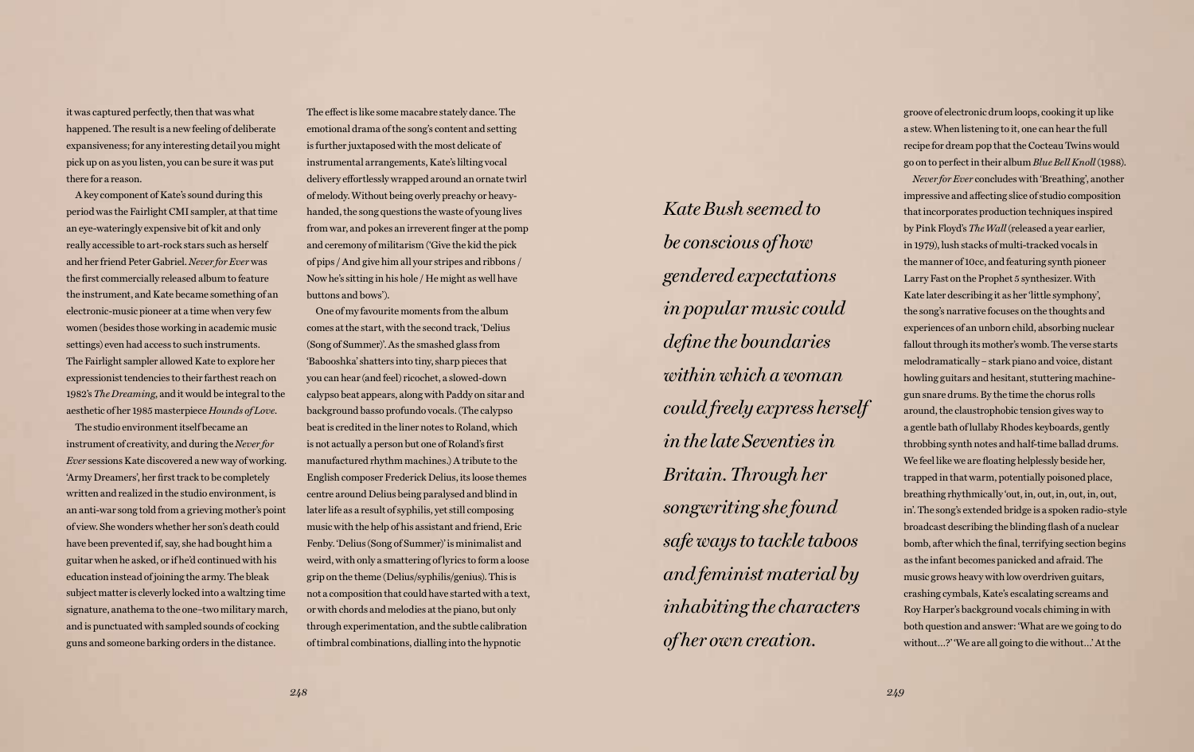it was captured perfectly, then that was what happened. The result is a new feeling of deliberate expansiveness; for any interesting detail you might pick up on as you listen, you can be sure it was put there for a reason.

A key component of Kate's sound during this period was the Fairlight CMI sampler, at that time an eye-wateringly expensive bit of kit and only really accessible to art-rock stars such as herself and her friend Peter Gabriel. *Never for Ever* was the first commercially released album to feature the instrument, and Kate became something of an electronic-music pioneer at a time when very few women (besides those working in academic music settings) even had access to such instruments. The Fairlight sampler allowed Kate to explore her expressionist tendencies to their farthest reach on 1982's *The Dreaming*, and it would be integral to the aesthetic of her 1985 masterpiece *Hounds of Love*.

The studio environment itself became an instrument of creativity, and during the *Never for Ever* sessions Kate discovered a new way of working. 'Army Dreamers', her first track to be completely written and realized in the studio environment, is an anti-war song told from a grieving mother's point of view. She wonders whether her son's death could have been prevented if, say, she had bought him a guitar when he asked, or if he'd continued with his education instead of joining the army. The bleak subject matter is cleverly locked into a waltzing time signature, anathema to the one–two military march, and is punctuated with sampled sounds of cocking guns and someone barking orders in the distance.

The effect is like some macabre stately dance. The emotional drama of the song's content and setting is further juxtaposed with the most delicate of instrumental arrangements, Kate's lilting vocal delivery effortlessly wrapped around an ornate twirl of melody. Without being overly preachy or heavy-handed, the song questions the waste of young lives from war, and pokes an irreverent finger at the pomp and ceremony of militarism ('Give the kid the pick of pips / And give him all your stripes and ribbons / Now he's sitting in his hole / He might as well have buttons and bows').

One of my favourite moments from the album comes at the start, with the second track, 'Delius (Song of Summer)'. As the smashed glass from 'Babooshka' shatters into tiny, sharp pieces that you can hear (and feel) ricochet, a slowed-down calypso beat appears, along with Paddy on sitar and background basso profundo vocals. (The calypso beat is credited in the liner notes to Roland, which is not actually a person but one of Roland's first manufactured rhythm machines.) A tribute to the English composer Frederick Delius, its loose themes centre around Delius being paralysed and blind in later life as a result of syphilis, yet still composing music with the help of his assistant and friend, Eric Fenby. 'Delius (Song of Summer)' is minimalist and weird, with only a smattering of lyrics to form a loose grip on the theme (Delius/syphilis/genius). This is not a composition that could have started with a text, or with chords and melodies at the piano, but only through experimentation, and the subtle calibration of timbral combinations, dialling into the hypnotic groove of electronic drum loops, cooking it up like a stew. When listening to it, one can hear the full recipe for dream pop that the Cocteau Twins would go on to perfect in their album *Blue Bell Knoll* (1988).

> *Kate Bush seemed to be conscious of how gendered expectations in popular music could define the boundaries within which a woman could freely express herself in the late Seventies in Britain. Through her songwriting she found safe ways to tackle taboos and feminist material by inhabiting the characters of her own creation.*

*Never for Ever* concludes with 'Breathing', another impressive and affecting slice of studio composition that incorporates production techniques inspired by Pink Floyd's *The Wall* (released a year earlier, in 1979), lush stacks of multi-tracked vocals in the manner of 10cc, and featuring synth pioneer Larry Fast on the Prophet 5 synthesizer. With Kate later describing it as her 'little symphony', the song's narrative focuses on the thoughts and experiences of an unborn child, absorbing nuclear fallout through its mother's womb. The verse starts melodramatically – stark piano and voice, distant howling guitars and hesitant, stuttering machine-gun snare drums. By the time the chorus rolls around, the claustrophobic tension gives way to a gentle bath of lullaby Rhodes keyboards, gently throbbing synth notes and half-time ballad drums. We feel like we are floating helplessly beside her, trapped in that warm, potentially poisoned place, breathing rhythmically 'out, in, out, in, out, in, out, in'. The song's extended bridge is a spoken radio-style broadcast describing the blinding flash of a nuclear bomb, after which the final, terrifying section begins as the infant becomes panicked and afraid. The music grows heavy with low overdriven guitars, crashing cymbals, Kate's escalating screams and Roy Harper's background vocals chiming in with both question and answer: 'What are we going to do without…?' 'We are all going to die without…' At the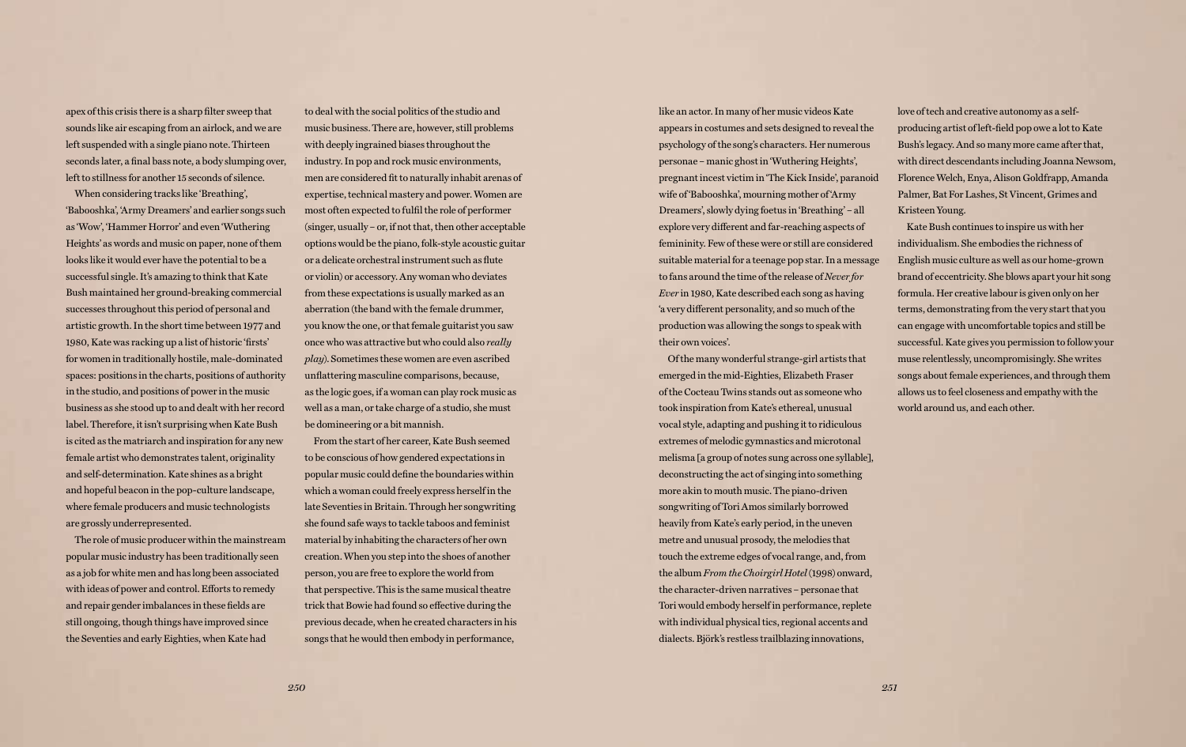apex of this crisis there is a sharp filter sweep that sounds like air escaping from an airlock, and we are left suspended with a single piano note. Thirteen seconds later, a final bass note, a body slumping over, left to stillness for another 15 seconds of silence.

When considering tracks like 'Breathing', 'Babooshka', 'Army Dreamers' and earlier songs such as 'Wow', 'Hammer Horror' and even 'Wuthering Heights' as words and music on paper, none of them looks like it would ever have the potential to be a successful single. It's amazing to think that Kate Bush maintained her ground-breaking commercial successes throughout this period of personal and artistic growth. In the short time between 1977 and 1980, Kate was racking up a list of historic 'firsts' for women in traditionally hostile, male-dominated spaces: positions in the charts, positions of authority in the studio, and positions of power in the music business as she stood up to and dealt with her record label. Therefore, it isn't surprising when Kate Bush is cited as the matriarch and inspiration for any new female artist who demonstrates talent, originality and self-determination. Kate shines as a bright and hopeful beacon in the pop-culture landscape, where female producers and music technologists are grossly underrepresented.

The role of music producer within the mainstream popular music industry has been traditionally seen as a job for white men and has long been associated with ideas of power and control. Efforts to remedy and repair gender imbalances in these fields are still ongoing, though things have improved since the Seventies and early Eighties, when Kate had to deal with the social politics of the studio and music business. There are, however, still problems with deeply ingrained biases throughout the industry. In pop and rock music environments, men are considered fit to naturally inhabit arenas of expertise, technical mastery and power. Women are most often expected to fulfil the role of performer (singer, usually – or, if not that, then other acceptable options would be the piano, folk-style acoustic guitar or a delicate orchestral instrument such as flute or violin) or accessory. Any woman who deviates from these expectations is usually marked as an aberration (the band with the female drummer, you know the one, or that female guitarist you saw once who was attractive but who could also *really play*). Sometimes these women are even ascribed unflattering masculine comparisons, because, as the logic goes, if a woman can play rock music as well as a man, or take charge of a studio, she must be domineering or a bit mannish.

From the start of her career, Kate Bush seemed to be conscious of how gendered expectations in popular music could define the boundaries within which a woman could freely express herself in the late Seventies in Britain. Through her songwriting she found safe ways to tackle taboos and feminist material by inhabiting the characters of her own creation. When you step into the shoes of another person, you are free to explore the world from that perspective. This is the same musical theatre trick that Bowie had found so effective during the previous decade, when he created characters in his songs that he would then embody in performance, like an actor. In many of her music videos Kate appears in costumes and sets designed to reveal the psychology of the song's characters. Her numerous personae – manic ghost in 'Wuthering Heights', pregnant incest victim in 'The Kick Inside', paranoid wife of 'Babooshka', mourning mother of 'Army Dreamers', slowly dying foetus in 'Breathing' – all explore very different and far-reaching aspects of femininity. Few of these were or still are considered suitable material for a teenage pop star. In a message to fans around the time of the release of *Never for Ever* in 1980, Kate described each song as having 'a very different personality, and so much of the production was allowing the songs to speak with their own voices'.

Of the many wonderful strange-girl artists that emerged in the mid-Eighties, Elizabeth Fraser of the Cocteau Twins stands out as someone who took inspiration from Kate's ethereal, unusual vocal style, adapting and pushing it to ridiculous extremes of melodic gymnastics and microtonal melisma [a group of notes sung across one syllable], deconstructing the act of singing into something more akin to mouth music. The piano-driven songwriting of Tori Amos similarly borrowed heavily from Kate's early period, in the uneven metre and unusual prosody, the melodies that touch the extreme edges of vocal range, and, from the album *From the Choirgirl Hotel* (1998) onward, the character-driven narratives – personae that Tori would embody herself in performance, replete with individual physical tics, regional accents and dialects. Björk's restless trailblazing innovations, love of tech and creative autonomy as a self-producing artist of left-field pop owe a lot to Kate Bush's legacy. And so many more came after that, with direct descendants including Joanna Newsom, Florence Welch, Enya, Alison Goldfrapp, Amanda Palmer, Bat For Lashes, St Vincent, Grimes and Kristeen Young.

Kate Bush continues to inspire us with her individualism. She embodies the richness of English music culture as well as our home-grown brand of eccentricity. She blows apart your hit song formula. Her creative labour is given only on her terms, demonstrating from the very start that you can engage with uncomfortable topics and still be successful. Kate gives you permission to follow your muse relentlessly, uncompromisingly. She writes songs about female experiences, and through them allows us to feel closeness and empathy with the world around us, and each other.